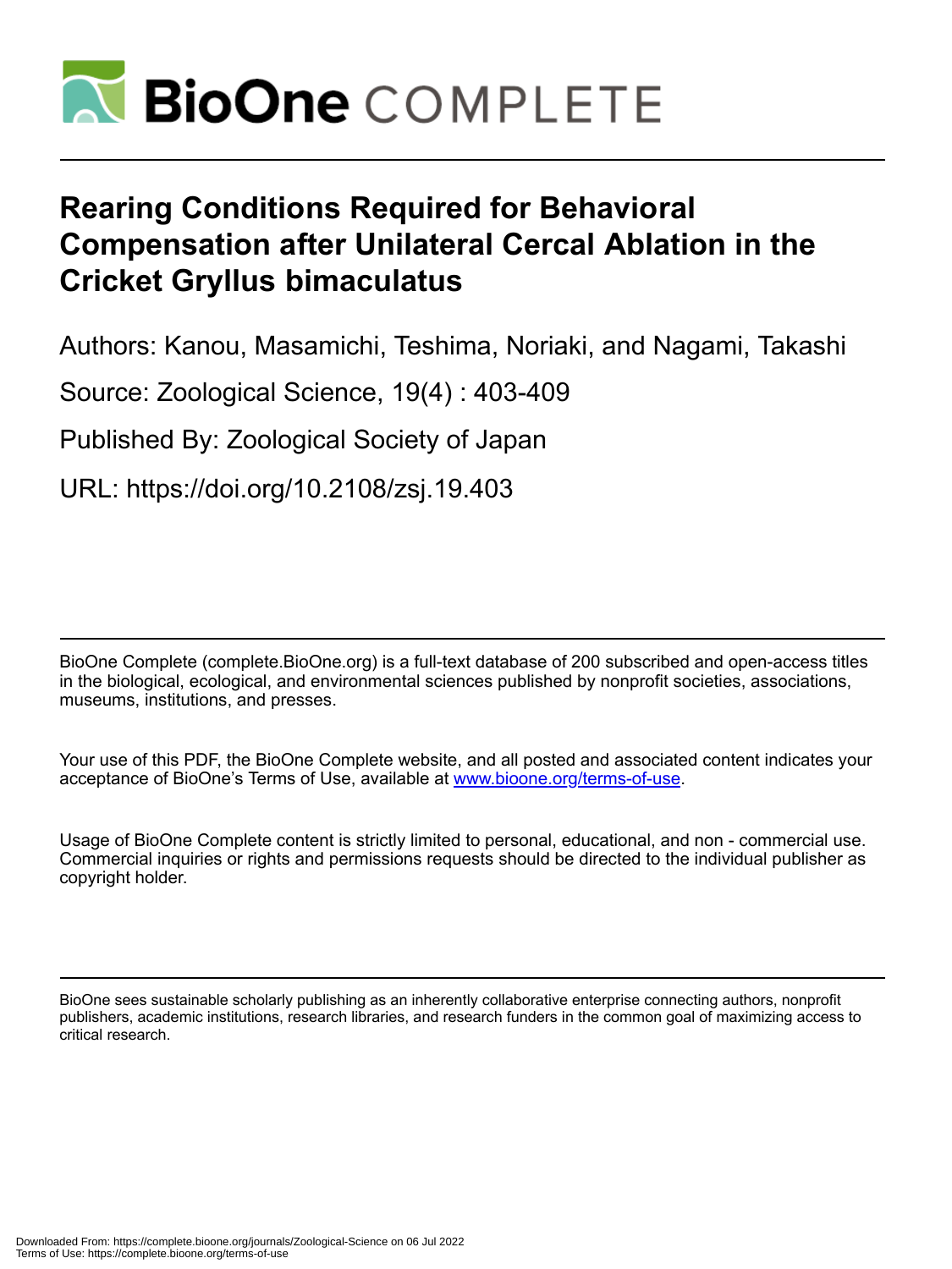# Rearing Conditions Required for Behavioral Compensation after Unilateral Cercal Ablation in the Cricket Gryllus bimaculatus

Authors: Kanou, Masamichi, Teshima, Noriaki, and Nagami, Takashi

Source: Zoological Science, 19(4) : 403-409

Published By: Zoological Society of Japan

URL: https://doi.org/10.2108/zsj.19.403

BioOne Complete (complete.BioOne.org) is a full-text database of 200 subscribed and open-access titles in the biological, ecological, and environmental sciences published by nonprofit societies, associations, museums, institutions, and presses.

Your use of this PDF, the BioOne Complete website, and all posted and associated content indicates your acceptance of BioOne's Terms of Use, available at www.bioone.org/terms-of-use.

Usage of BioOne Complete content is strictly limited to personal, educational, and non - commercial use. Commercial inquiries or rights and permissions requests should be directed to the individual publisher as copyright holder.

BioOne sees sustainable scholarly publishing as an inherently collaborative enterprise connecting authors, nonprofit publishers, academic institutions, research libraries, and research funders in the common goal of maximizing access to critical research.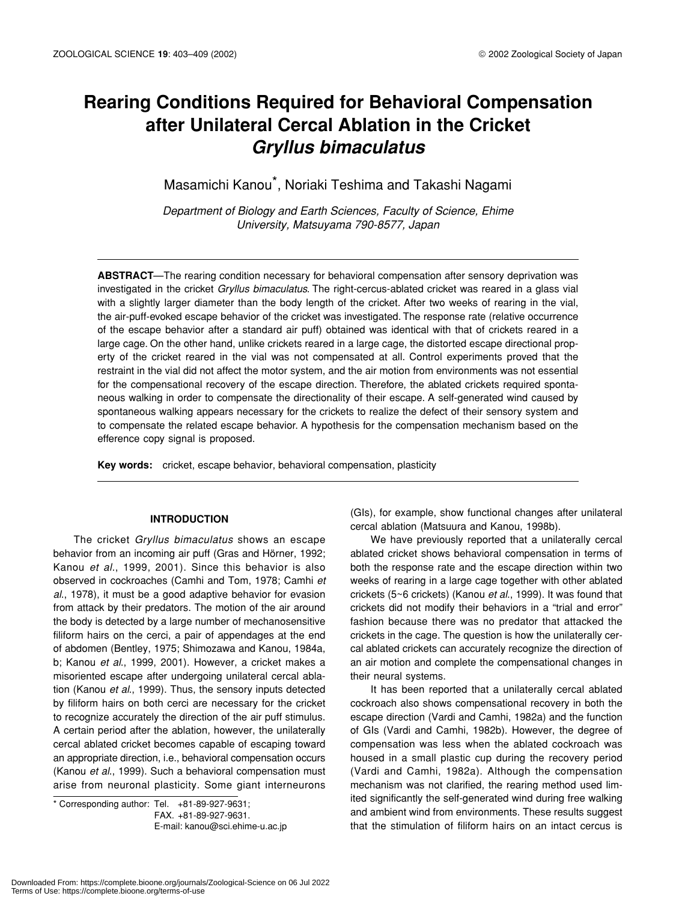# Rearing Conditions Required for Behavioral Compensation after Unilateral Cercal Ablation in the Cricket *Gryllus bimaculatus*

Masamichi Kanou*, Noriaki Teshima and Takashi Nagami

*Department of Biology and Earth Sciences, Faculty of Science, Ehime University, Matsuyama 790-8577, Japan*

**ABSTRACT**—The rearing condition necessary for behavioral compensation after sensory deprivation was investigated in the cricket *Gryllus bimaculatus*. The right-cercus-ablated cricket was reared in a glass vial with a slightly larger diameter than the body length of the cricket. After two weeks of rearing in the vial, the air-puff-evoked escape behavior of the cricket was investigated. The response rate (relative occurrence of the escape behavior after a standard air puff) obtained was identical with that of crickets reared in a large cage. On the other hand, unlike crickets reared in a large cage, the distorted escape directional property of the cricket reared in the vial was not compensated at all. Control experiments proved that the restraint in the vial did not affect the motor system, and the air motion from environments was not essential for the compensational recovery of the escape direction. Therefore, the ablated crickets required spontaneous walking in order to compensate the directionality of their escape. A self-generated wind caused by spontaneous walking appears necessary for the crickets to realize the defect of their sensory system and to compensate the related escape behavior. A hypothesis for the compensation mechanism based on the efference copy signal is proposed.

**Key words:** cricket, escape behavior, behavioral compensation, plasticity

## INTRODUCTION

The cricket *Gryllus bimaculatus* shows an escape behavior from an incoming air puff (Gras and Hörner, 1992; Kanou *et al*., 1999, 2001). Since this behavior is also observed in cockroaches (Camhi and Tom, 1978; Camhi *et al*., 1978), it must be a good adaptive behavior for evasion from attack by their predators. The motion of the air around the body is detected by a large number of mechanosensitive filiform hairs on the cerci, a pair of appendages at the end of abdomen (Bentley, 1975; Shimozawa and Kanou, 1984a, b; Kanou *et al*., 1999, 2001). However, a cricket makes a misoriented escape after undergoing unilateral cercal ablation (Kanou *et al*., 1999). Thus, the sensory inputs detected by filiform hairs on both cerci are necessary for the cricket to recognize accurately the direction of the air puff stimulus. A certain period after the ablation, however, the unilaterally cercal ablated cricket becomes capable of escaping toward an appropriate direction, i.e., behavioral compensation occurs (Kanou *et al*., 1999). Such a behavioral compensation must arise from neuronal plasticity. Some giant interneurons (GIs), for example, show functional changes after unilateral cercal ablation (Matsuura and Kanou, 1998b).

We have previously reported that a unilaterally cercal ablated cricket shows behavioral compensation in terms of both the response rate and the escape direction within two weeks of rearing in a large cage together with other ablated crickets (5~6 crickets) (Kanou *et al*., 1999). It was found that crickets did not modify their behaviors in a "trial and error" fashion because there was no predator that attacked the crickets in the cage. The question is how the unilaterally cercal ablated crickets can accurately recognize the direction of an air motion and complete the compensational changes in their neural systems.

It has been reported that a unilaterally cercal ablated cockroach also shows compensational recovery in both the escape direction (Vardi and Camhi, 1982a) and the function of GIs (Vardi and Camhi, 1982b). However, the degree of compensation was less when the ablated cockroach was housed in a small plastic cup during the recovery period (Vardi and Camhi, 1982a). Although the compensation mechanism was not clarified, the rearing method used limited significantly the self-generated wind during free walking and ambient wind from environments. These results suggest that the stimulation of filiform hairs on an intact cercus is

* Corresponding author: Tel. +81-89-927-9631;
FAX. +81-89-927-9631.
E-mail: kanou@sci.ehime-u.ac.jp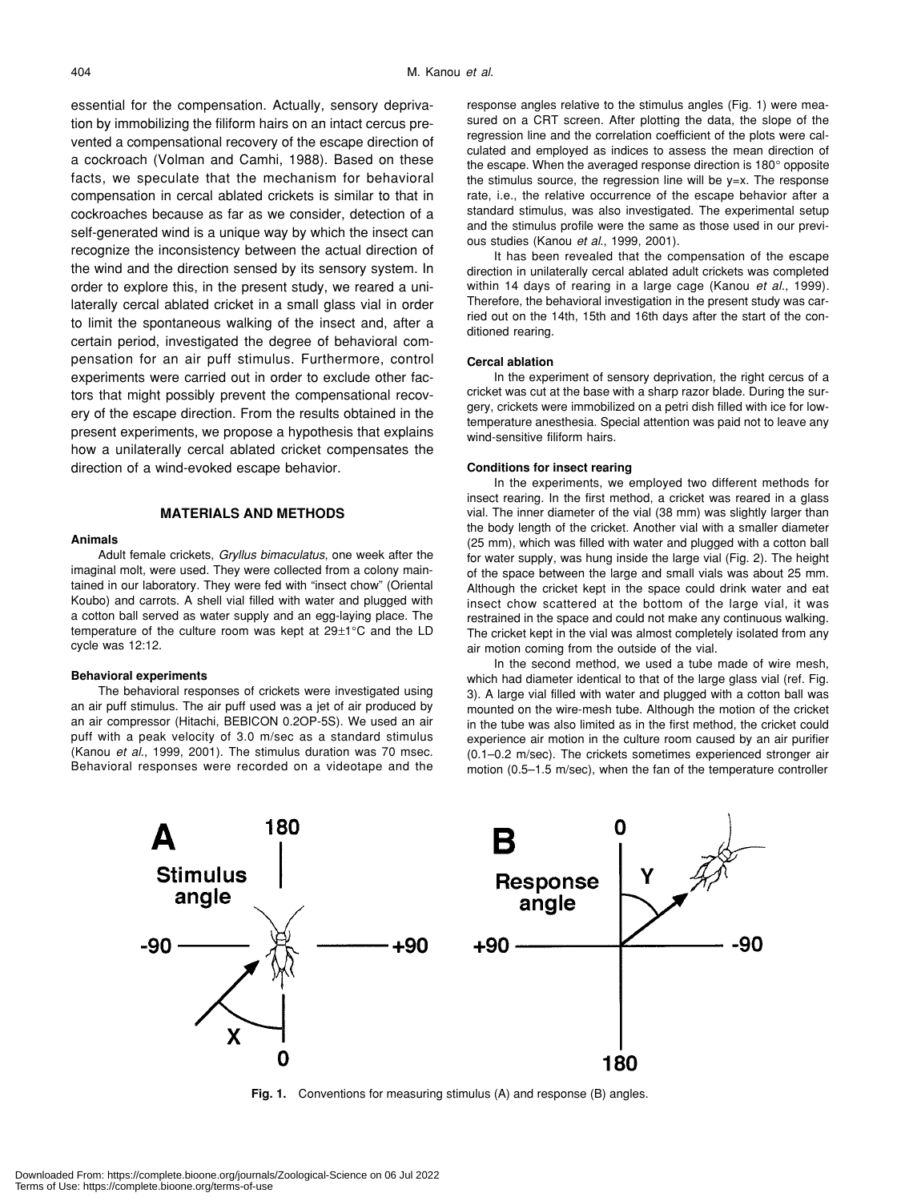essential for the compensation. Actually, sensory deprivation by immobilizing the filiform hairs on an intact cercus prevented a compensational recovery of the escape direction of a cockroach (Volman and Camhi, 1988). Based on these facts, we speculate that the mechanism for behavioral compensation in cercal ablated crickets is similar to that in cockroaches because as far as we consider, detection of a self-generated wind is a unique way by which the insect can recognize the inconsistency between the actual direction of the wind and the direction sensed by its sensory system. In order to explore this, in the present study, we reared a unilaterally cercal ablated cricket in a small glass vial in order to limit the spontaneous walking of the insect and, after a certain period, investigated the degree of behavioral compensation for an air puff stimulus. Furthermore, control experiments were carried out in order to exclude other factors that might possibly prevent the compensational recovery of the escape direction. From the results obtained in the present experiments, we propose a hypothesis that explains how a unilaterally cercal ablated cricket compensates the direction of a wind-evoked escape behavior.

## MATERIALS AND METHODS

### Animals

Adult female crickets, *Gryllus bimaculatus*, one week after the imaginal molt, were used. They were collected from a colony maintained in our laboratory. They were fed with "insect chow" (Oriental Koubo) and carrots. A shell vial filled with water and plugged with a cotton ball served as water supply and an egg-laying place. The temperature of the culture room was kept at 29±1°C and the LD cycle was 12:12.

### Behavioral experiments

The behavioral responses of crickets were investigated using an air puff stimulus. The air puff used was a jet of air produced by an air compressor (Hitachi, BEBICON 0.2OP-5S). We used an air puff with a peak velocity of 3.0 m/sec as a standard stimulus (Kanou *et al*., 1999, 2001). The stimulus duration was 70 msec. Behavioral responses were recorded on a videotape and the response angles relative to the stimulus angles (Fig. 1) were measured on a CRT screen. After plotting the data, the slope of the regression line and the correlation coefficient of the plots were calculated and employed as indices to assess the mean direction of the escape. When the averaged response direction is 180° opposite the stimulus source, the regression line will be y=x. The response rate, i.e., the relative occurrence of the escape behavior after a standard stimulus, was also investigated. The experimental setup and the stimulus profile were the same as those used in our previous studies (Kanou *et al*., 1999, 2001).

It has been revealed that the compensation of the escape direction in unilaterally cercal ablated adult crickets was completed within 14 days of rearing in a large cage (Kanou *et al*., 1999). Therefore, the behavioral investigation in the present study was carried out on the 14th, 15th and 16th days after the start of the conditioned rearing.

### Cercal ablation

In the experiment of sensory deprivation, the right cercus of a cricket was cut at the base with a sharp razor blade. During the surgery, crickets were immobilized on a petri dish filled with ice for low-temperature anesthesia. Special attention was paid not to leave any wind-sensitive filiform hairs.

### Conditions for insect rearing

In the experiments, we employed two different methods for insect rearing. In the first method, a cricket was reared in a glass vial. The inner diameter of the vial (38 mm) was slightly larger than the body length of the cricket. Another vial with a smaller diameter (25 mm), which was filled with water and plugged with a cotton ball for water supply, was hung inside the large vial (Fig. 2). The height of the space between the large and small vials was about 25 mm. Although the cricket kept in the space could drink water and eat insect chow scattered at the bottom of the large vial, it was restrained in the space and could not make any continuous walking. The cricket kept in the vial was almost completely isolated from any air motion coming from the outside of the vial.

In the second method, we used a tube made of wire mesh, which had diameter identical to that of the large glass vial (ref. Fig. 3). A large vial filled with water and plugged with a cotton ball was mounted on the wire-mesh tube. Although the motion of the cricket in the tube was also limited as in the first method, the cricket could experience air motion in the culture room caused by an air purifier (0.1–0.2 m/sec). The crickets sometimes experienced stronger air motion (0.5–1.5 m/sec), when the fan of the temperature controller

**Fig. 1.** Conventions for measuring stimulus (A) and response (B) angles.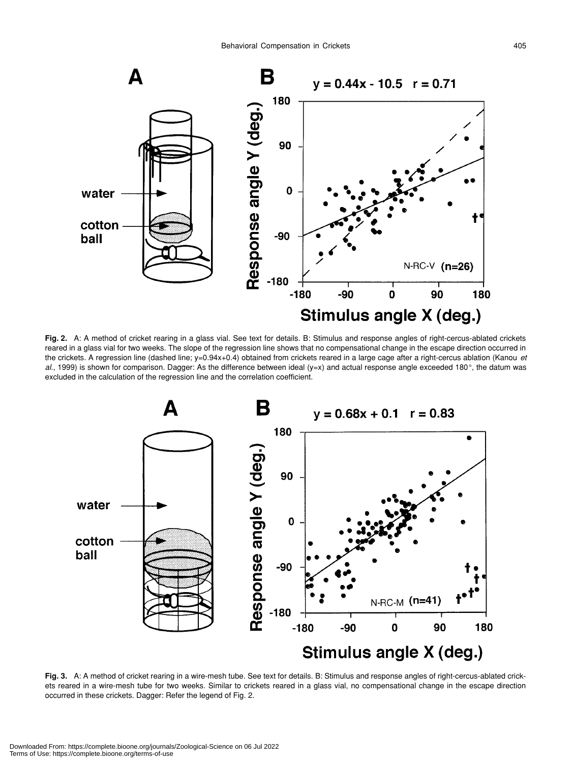**Fig. 2.** A: A method of cricket rearing in a glass vial. See text for details. B: Stimulus and response angles of right-cercus-ablated crickets reared in a glass vial for two weeks. The slope of the regression line shows that no compensational change in the escape direction occurred in the crickets. A regression line (dashed line; y=0.94x+0.4) obtained from crickets reared in a large cage after a right-cercus ablation (Kanou *et al.*, 1999) is shown for comparison. Dagger: As the difference between ideal (y=x) and actual response angle exceeded 180°, the datum was excluded in the calculation of the regression line and the correlation coefficient.

**Fig. 3.** A: A method of cricket rearing in a wire-mesh tube. See text for details. B: Stimulus and response angles of right-cercus-ablated crickets reared in a wire-mesh tube for two weeks. Similar to crickets reared in a glass vial, no compensational change in the escape direction occurred in these crickets. Dagger: Refer the legend of Fig. 2.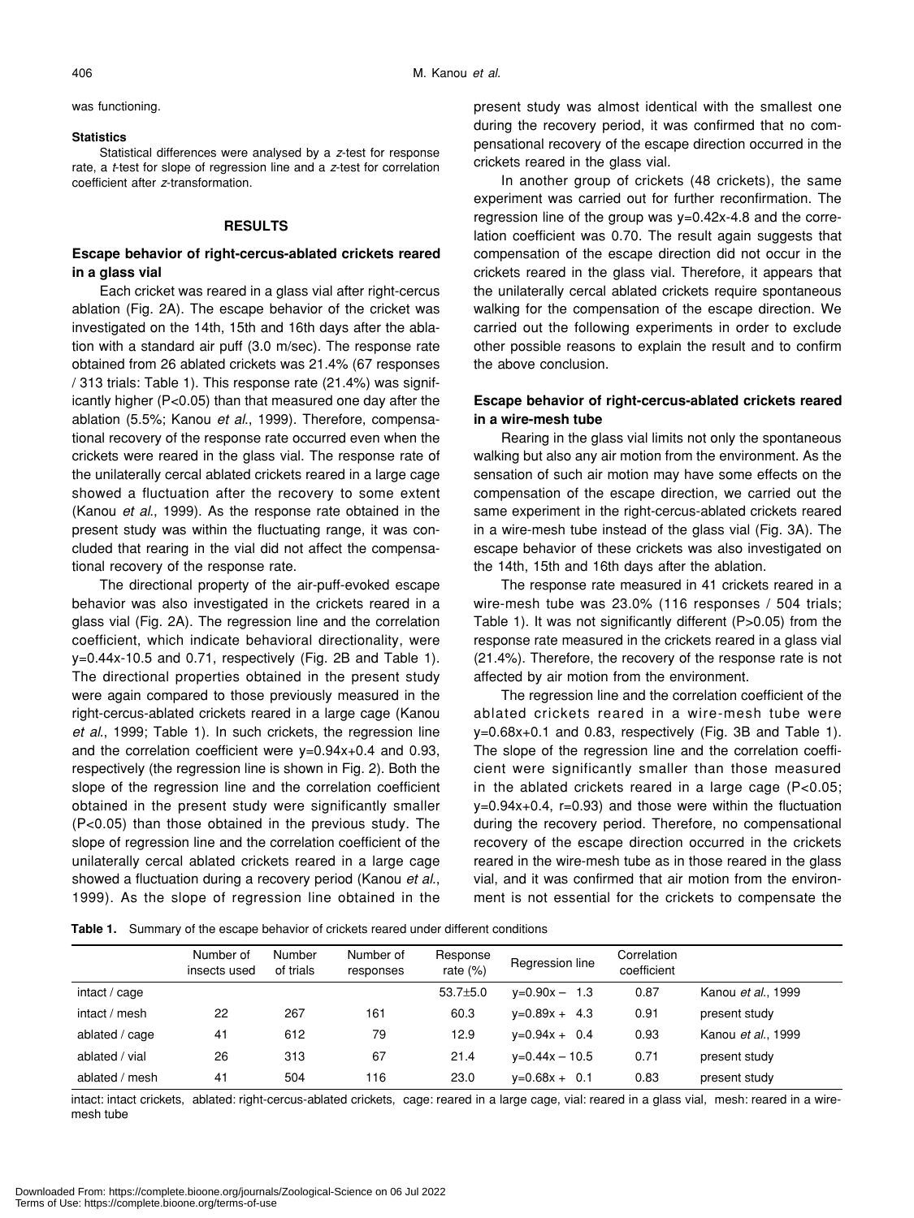was functioning.

#### Statistics

Statistical differences were analysed by a $z$-test for response rate, a $t$-test for slope of regression line and a $z$-test for correlation coefficient after $z$-transformation.

## RESULTS

### Escape behavior of right-cercus-ablated crickets reared in a glass vial

Each cricket was reared in a glass vial after right-cercus ablation (Fig. 2A). The escape behavior of the cricket was investigated on the 14th, 15th and 16th days after the ablation with a standard air puff (3.0 m/sec). The response rate obtained from 26 ablated crickets was 21.4% (67 responses / 313 trials: Table 1). This response rate (21.4%) was significantly higher ($P<0.05$) than that measured one day after the ablation (5.5%; Kanou *et al*., 1999). Therefore, compensational recovery of the response rate occurred even when the crickets were reared in the glass vial. The response rate of the unilaterally cercal ablated crickets reared in a large cage showed a fluctuation after the recovery to some extent (Kanou *et al*., 1999). As the response rate obtained in the present study was within the fluctuating range, it was concluded that rearing in the vial did not affect the compensational recovery of the response rate.

The directional property of the air-puff-evoked escape behavior was also investigated in the crickets reared in a glass vial (Fig. 2A). The regression line and the correlation coefficient, which indicate behavioral directionality, were $y=0.44x-10.5$ and 0.71, respectively (Fig. 2B and Table 1). The directional properties obtained in the present study were again compared to those previously measured in the right-cercus-ablated crickets reared in a large cage (Kanou *et al*., 1999; Table 1). In such crickets, the regression line and the correlation coefficient were $y=0.94x+0.4$ and 0.93, respectively (the regression line is shown in Fig. 2). Both the slope of the regression line and the correlation coefficient obtained in the present study were significantly smaller ($P<0.05$) than those obtained in the previous study. The slope of regression line and the correlation coefficient of the unilaterally cercal ablated crickets reared in a large cage showed a fluctuation during a recovery period (Kanou *et al*., 1999). As the slope of regression line obtained in the present study was almost identical with the smallest one during the recovery period, it was confirmed that no compensational recovery of the escape direction occurred in the crickets reared in the glass vial.

In another group of crickets (48 crickets), the same experiment was carried out for further reconfirmation. The regression line of the group was $y=0.42x-4.8$ and the correlation coefficient was 0.70. The result again suggests that compensation of the escape direction did not occur in the crickets reared in the glass vial. Therefore, it appears that the unilaterally cercal ablated crickets require spontaneous walking for the compensation of the escape direction. We carried out the following experiments in order to exclude other possible reasons to explain the result and to confirm the above conclusion.

### Escape behavior of right-cercus-ablated crickets reared in a wire-mesh tube

Rearing in the glass vial limits not only the spontaneous walking but also any air motion from the environment. As the sensation of such air motion may have some effects on the compensation of the escape direction, we carried out the same experiment in the right-cercus-ablated crickets reared in a wire-mesh tube instead of the glass vial (Fig. 3A). The escape behavior of these crickets was also investigated on the 14th, 15th and 16th days after the ablation.

The response rate measured in 41 crickets reared in a wire-mesh tube was 23.0% (116 responses / 504 trials; Table 1). It was not significantly different ($P>0.05$) from the response rate measured in the crickets reared in a glass vial (21.4%). Therefore, the recovery of the response rate is not affected by air motion from the environment.

The regression line and the correlation coefficient of the ablated crickets reared in a wire-mesh tube were $y=0.68x+0.1$ and 0.83, respectively (Fig. 3B and Table 1). The slope of the regression line and the correlation coefficient were significantly smaller than those measured in the ablated crickets reared in a large cage ($P<0.05$; $y=0.94x+0.4$, $r=0.93$) and those were within the fluctuation during the recovery period. Therefore, no compensational recovery of the escape direction occurred in the crickets reared in the wire-mesh tube as in those reared in the glass vial, and it was confirmed that air motion from the environment is not essential for the crickets to compensate the

**Table 1.** Summary of the escape behavior of crickets reared under different conditions

| | Number of insects used | Number of trials | Number of responses | Response rate (%) | Regression line | Correlation coefficient | |
|---|---|---|---|---|---|---|---|
| intact / cage | | | | 53.7±5.0 | $y=0.90x-1.3$ | 0.87 | Kanou *et al*., 1999 |
| intact / mesh | 22 | 267 | 161 | 60.3 | $y=0.89x+4.3$ | 0.91 | present study |
| ablated / cage | 41 | 612 | 79 | 12.9 | $y=0.94x+0.4$ | 0.93 | Kanou *et al*., 1999 |
| ablated / vial | 26 | 313 | 67 | 21.4 | $y=0.44x-10.5$ | 0.71 | present study |
| ablated / mesh | 41 | 504 | 116 | 23.0 | $y=0.68x+0.1$ | 0.83 | present study |

intact: intact crickets, ablated: right-cercus-ablated crickets, cage: reared in a large cage, vial: reared in a glass vial, mesh: reared in a wire-mesh tube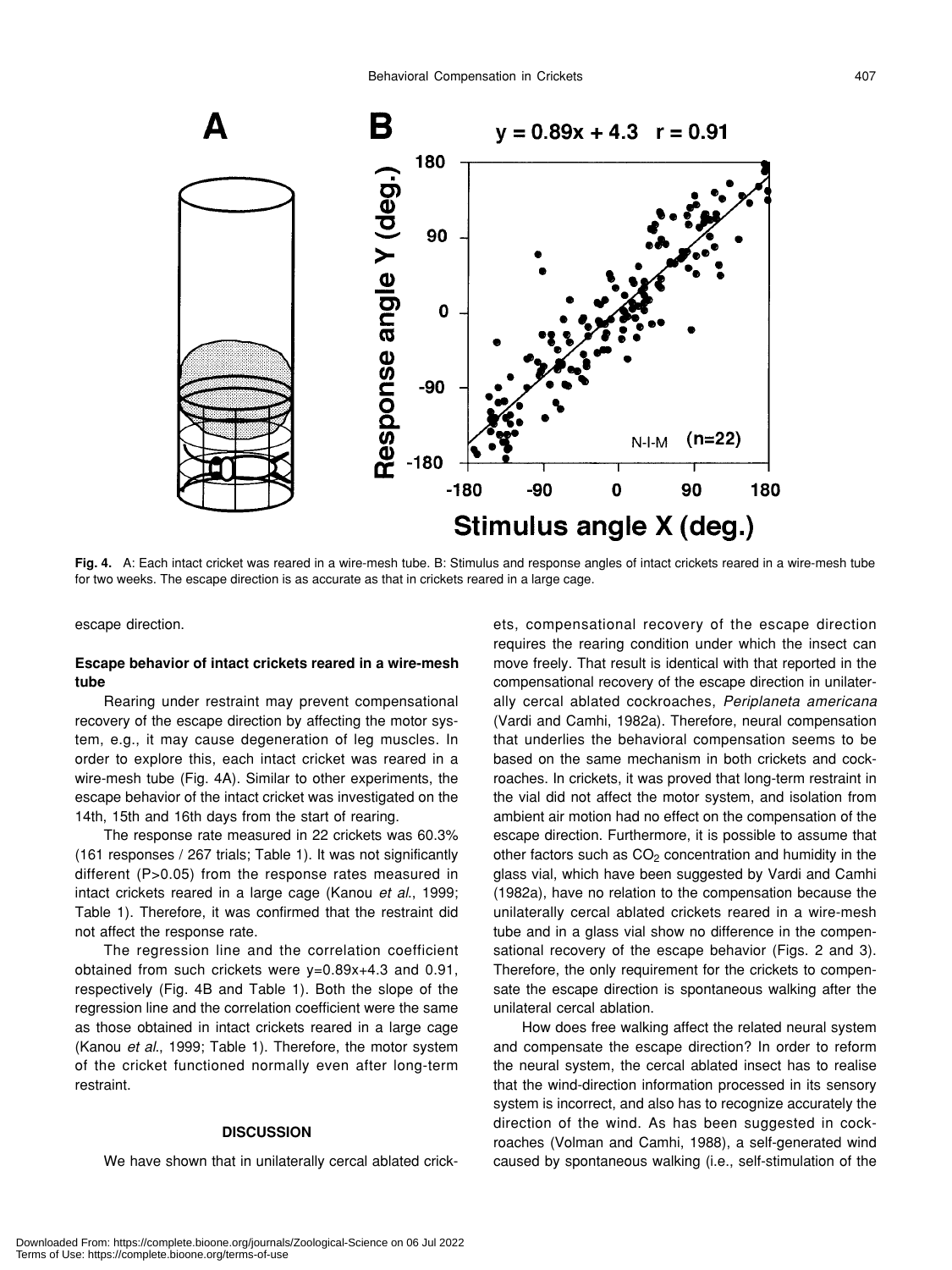**Fig. 4.** A: Each intact cricket was reared in a wire-mesh tube. B: Stimulus and response angles of intact crickets reared in a wire-mesh tube for two weeks. The escape direction is as accurate as that in crickets reared in a large cage.

escape direction.

### Escape behavior of intact crickets reared in a wire-mesh tube

Rearing under restraint may prevent compensational recovery of the escape direction by affecting the motor system, e.g., it may cause degeneration of leg muscles. In order to explore this, each intact cricket was reared in a wire-mesh tube (Fig. 4A). Similar to other experiments, the escape behavior of the intact cricket was investigated on the 14th, 15th and 16th days from the start of rearing.

The response rate measured in 22 crickets was 60.3% (161 responses / 267 trials; Table 1). It was not significantly different ($P>0.05$) from the response rates measured in intact crickets reared in a large cage (Kanou *et al*., 1999; Table 1). Therefore, it was confirmed that the restraint did not affect the response rate.

The regression line and the correlation coefficient obtained from such crickets were $y=0.89x+4.3$ and 0.91, respectively (Fig. 4B and Table 1). Both the slope of the regression line and the correlation coefficient were the same as those obtained in intact crickets reared in a large cage (Kanou *et al*., 1999; Table 1). Therefore, the motor system of the cricket functioned normally even after long-term restraint.

## DISCUSSION

We have shown that in unilaterally cercal ablated crickets, compensational recovery of the escape direction requires the rearing condition under which the insect can move freely. That result is identical with that reported in the compensational recovery of the escape direction in unilaterally cercal ablated cockroaches, *Periplaneta americana* (Vardi and Camhi, 1982a). Therefore, neural compensation that underlies the behavioral compensation seems to be based on the same mechanism in both crickets and cockroaches. In crickets, it was proved that long-term restraint in the vial did not affect the motor system, and isolation from ambient air motion had no effect on the compensation of the escape direction. Furthermore, it is possible to assume that other factors such as $CO_2$ concentration and humidity in the glass vial, which have been suggested by Vardi and Camhi (1982a), have no relation to the compensation because the unilaterally cercal ablated crickets reared in a wire-mesh tube and in a glass vial show no difference in the compensational recovery of the escape behavior (Figs. 2 and 3). Therefore, the only requirement for the crickets to compensate the escape direction is spontaneous walking after the unilateral cercal ablation.

How does free walking affect the related neural system and compensate the escape direction? In order to reform the neural system, the cercal ablated insect has to realise that the wind-direction information processed in its sensory system is incorrect, and also has to recognize accurately the direction of the wind. As has been suggested in cockroaches (Volman and Camhi, 1988), a self-generated wind caused by spontaneous walking (i.e., self-stimulation of the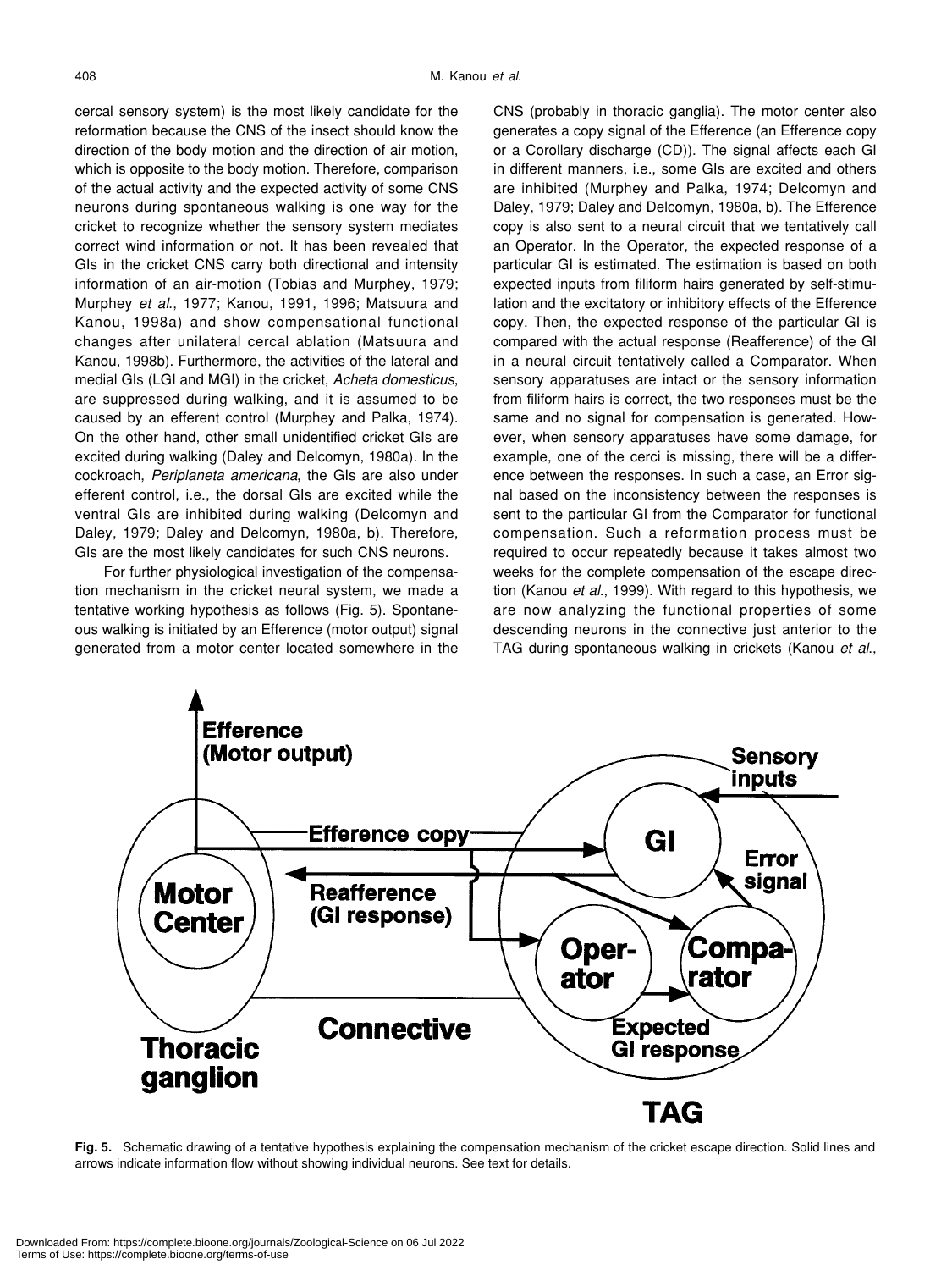cercal sensory system) is the most likely candidate for the reformation because the CNS of the insect should know the direction of the body motion and the direction of air motion, which is opposite to the body motion. Therefore, comparison of the actual activity and the expected activity of some CNS neurons during spontaneous walking is one way for the cricket to recognize whether the sensory system mediates correct wind information or not. It has been revealed that GIs in the cricket CNS carry both directional and intensity information of an air-motion (Tobias and Murphey, 1979; Murphey *et al.*, 1977; Kanou, 1991, 1996; Matsuura and Kanou, 1998a) and show compensational functional changes after unilateral cercal ablation (Matsuura and Kanou, 1998b). Furthermore, the activities of the lateral and medial GIs (LGI and MGI) in the cricket, *Acheta domesticus*, are suppressed during walking, and it is assumed to be caused by an efferent control (Murphey and Palka, 1974). On the other hand, other small unidentified cricket GIs are excited during walking (Daley and Delcomyn, 1980a). In the cockroach, *Periplaneta americana*, the GIs are also under efferent control, i.e., the dorsal GIs are excited while the ventral GIs are inhibited during walking (Delcomyn and Daley, 1979; Daley and Delcomyn, 1980a, b). Therefore, GIs are the most likely candidates for such CNS neurons.

For further physiological investigation of the compensation mechanism in the cricket neural system, we made a tentative working hypothesis as follows (Fig. 5). Spontaneous walking is initiated by an Efference (motor output) signal generated from a motor center located somewhere in the CNS (probably in thoracic ganglia). The motor center also generates a copy signal of the Efference (an Efference copy or a Corollary discharge (CD)). The signal affects each GI in different manners, i.e., some GIs are excited and others are inhibited (Murphey and Palka, 1974; Delcomyn and Daley, 1979; Daley and Delcomyn, 1980a, b). The Efference copy is also sent to a neural circuit that we tentatively call an Operator. In the Operator, the expected response of a particular GI is estimated. The estimation is based on both expected inputs from filiform hairs generated by self-stimulation and the excitatory or inhibitory effects of the Efference copy. Then, the expected response of the particular GI is compared with the actual response (Reafference) of the GI in a neural circuit tentatively called a Comparator. When sensory apparatuses are intact or the sensory information from filiform hairs is correct, the two responses must be the same and no signal for compensation is generated. However, when sensory apparatuses have some damage, for example, one of the cerci is missing, there will be a difference between the responses. In such a case, an Error signal based on the inconsistency between the responses is sent to the particular GI from the Comparator for functional compensation. Such a reformation process must be required to occur repeatedly because it takes almost two weeks for the complete compensation of the escape direction (Kanou *et al.*, 1999). With regard to this hypothesis, we are now analyzing the functional properties of some descending neurons in the connective just anterior to the TAG during spontaneous walking in crickets (Kanou *et al.*,

**Fig. 5.** Schematic drawing of a tentative hypothesis explaining the compensation mechanism of the cricket escape direction. Solid lines and arrows indicate information flow without showing individual neurons. See text for details.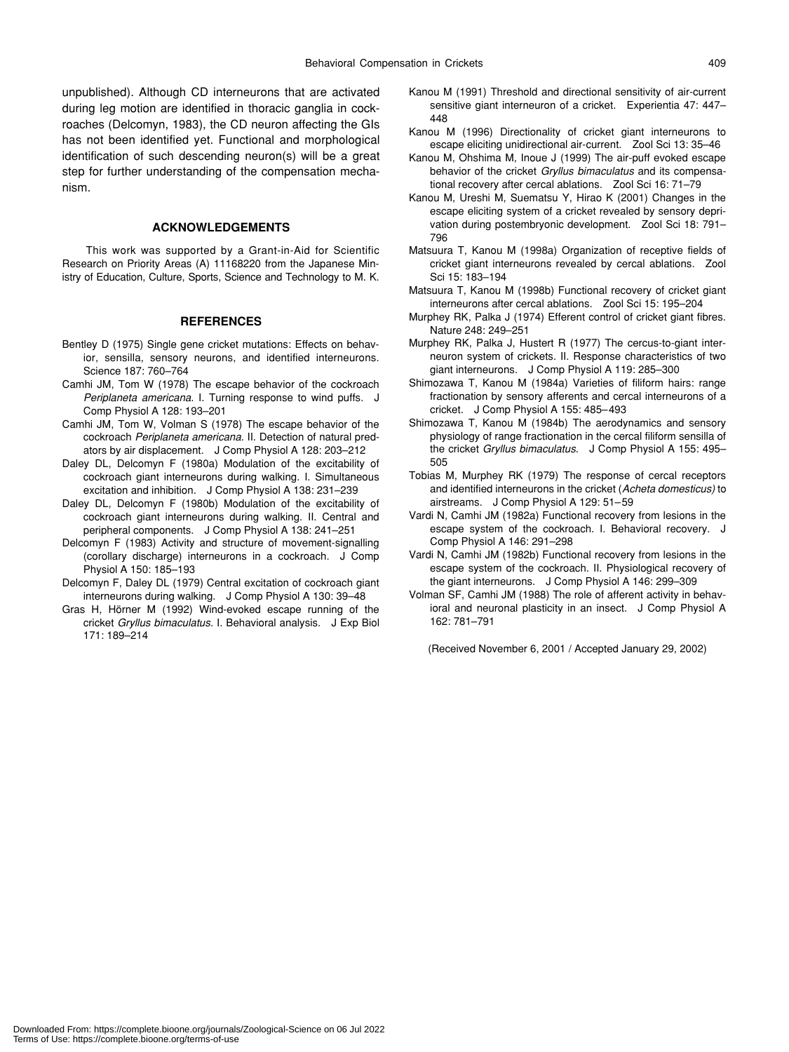unpublished). Although CD interneurons that are activated during leg motion are identified in thoracic ganglia in cockroaches (Delcomyn, 1983), the CD neuron affecting the GIs has not been identified yet. Functional and morphological identification of such descending neuron(s) will be a great step for further understanding of the compensation mechanism.

## ACKNOWLEDGEMENTS

This work was supported by a Grant-in-Aid for Scientific Research on Priority Areas (A) 11168220 from the Japanese Ministry of Education, Culture, Sports, Science and Technology to M. K.

## REFERENCES

Bentley D (1975) Single gene cricket mutations: Effects on behavior, sensilla, sensory neurons, and identified interneurons. Science 187: 760–764

Camhi JM, Tom W (1978) The escape behavior of the cockroach *Periplaneta americana*. I. Turning response to wind puffs. J Comp Physiol A 128: 193–201

Camhi JM, Tom W, Volman S (1978) The escape behavior of the cockroach *Periplaneta americana*. II. Detection of natural predators by air displacement. J Comp Physiol A 128: 203–212

Daley DL, Delcomyn F (1980a) Modulation of the excitability of cockroach giant interneurons during walking. I. Simultaneous excitation and inhibition. J Comp Physiol A 138: 231–239

Daley DL, Delcomyn F (1980b) Modulation of the excitability of cockroach giant interneurons during walking. II. Central and peripheral components. J Comp Physiol A 138: 241–251

Delcomyn F (1983) Activity and structure of movement-signalling (corollary discharge) interneurons in a cockroach. J Comp Physiol A 150: 185–193

Delcomyn F, Daley DL (1979) Central excitation of cockroach giant interneurons during walking. J Comp Physiol A 130: 39–48

Gras H, Hörner M (1992) Wind-evoked escape running of the cricket *Gryllus bimaculatus*. I. Behavioral analysis. J Exp Biol 171: 189–214

Kanou M (1991) Threshold and directional sensitivity of air-current sensitive giant interneuron of a cricket. Experientia 47: 447–448

Kanou M (1996) Directionality of cricket giant interneurons to escape eliciting unidirectional air-current. Zool Sci 13: 35–46

Kanou M, Ohshima M, Inoue J (1999) The air-puff evoked escape behavior of the cricket *Gryllus bimaculatus* and its compensational recovery after cercal ablations. Zool Sci 16: 71–79

Kanou M, Ureshi M, Suematsu Y, Hirao K (2001) Changes in the escape eliciting system of a cricket revealed by sensory deprivation during postembryonic development. Zool Sci 18: 791–796

Matsuura T, Kanou M (1998a) Organization of receptive fields of cricket giant interneurons revealed by cercal ablations. Zool Sci 15: 183–194

Matsuura T, Kanou M (1998b) Functional recovery of cricket giant interneurons after cercal ablations. Zool Sci 15: 195–204

Murphey RK, Palka J (1974) Efferent control of cricket giant fibres. Nature 248: 249–251

Murphey RK, Palka J, Hustert R (1977) The cercus-to-giant interneuron system of crickets. II. Response characteristics of two giant interneurons. J Comp Physiol A 119: 285–300

Shimozawa T, Kanou M (1984a) Varieties of filiform hairs: range fractionation by sensory afferents and cercal interneurons of a cricket. J Comp Physiol A 155: 485–493

Shimozawa T, Kanou M (1984b) The aerodynamics and sensory physiology of range fractionation in the cercal filiform sensilla of the cricket *Gryllus bimaculatus*. J Comp Physiol A 155: 495–505

Tobias M, Murphey RK (1979) The response of cercal receptors and identified interneurons in the cricket (*Acheta domesticus)* to airstreams. J Comp Physiol A 129: 51–59

Vardi N, Camhi JM (1982a) Functional recovery from lesions in the escape system of the cockroach. I. Behavioral recovery. J Comp Physiol A 146: 291–298

Vardi N, Camhi JM (1982b) Functional recovery from lesions in the escape system of the cockroach. II. Physiological recovery of the giant interneurons. J Comp Physiol A 146: 299–309

Volman SF, Camhi JM (1988) The role of afferent activity in behavioral and neuronal plasticity in an insect. J Comp Physiol A 162: 781–791

(Received November 6, 2001 / Accepted January 29, 2002)